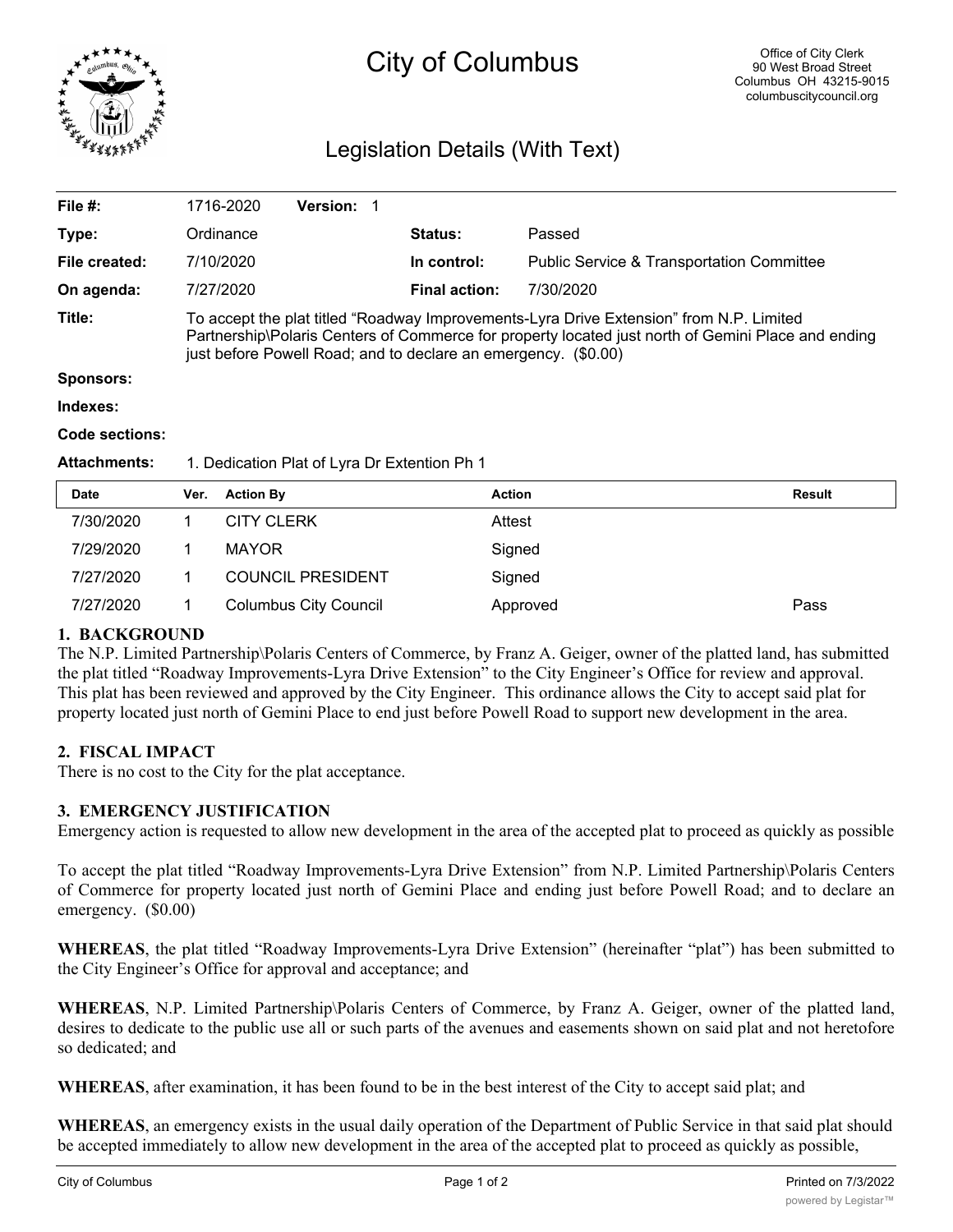# City of Columbus

Office of City Clerk
90 West Broad Street
Columbus OH 43215-9015
columbuscitycouncil.org

## Legislation Details (With Text)

| | | | |
|---|---|---|---|
| **File #:** | 1716-2020 **Version:** 1 | | |
| **Type:** | Ordinance | **Status:** | Passed |
| **File created:** | 7/10/2020 | **In control:** | Public Service & Transportation Committee |
| **On agenda:** | 7/27/2020 | **Final action:** | 7/30/2020 |

**Title:** To accept the plat titled "Roadway Improvements-Lyra Drive Extension" from N.P. Limited Partnership\Polaris Centers of Commerce for property located just north of Gemini Place and ending just before Powell Road; and to declare an emergency. ($0.00)

**Sponsors:**

**Indexes:**

**Code sections:**

**Attachments:** 1. Dedication Plat of Lyra Dr Extention Ph 1

| Date | Ver. | Action By | Action | Result |
|---|---|---|---|---|
| 7/30/2020 | 1 | CITY CLERK | Attest | |
| 7/29/2020 | 1 | MAYOR | Signed | |
| 7/27/2020 | 1 | COUNCIL PRESIDENT | Signed | |
| 7/27/2020 | 1 | Columbus City Council | Approved | Pass |

**1. BACKGROUND**

The N.P. Limited Partnership\Polaris Centers of Commerce, by Franz A. Geiger, owner of the platted land, has submitted the plat titled "Roadway Improvements-Lyra Drive Extension" to the City Engineer's Office for review and approval. This plat has been reviewed and approved by the City Engineer. This ordinance allows the City to accept said plat for property located just north of Gemini Place to end just before Powell Road to support new development in the area.

**2. FISCAL IMPACT**

There is no cost to the City for the plat acceptance.

**3. EMERGENCY JUSTIFICATION**

Emergency action is requested to allow new development in the area of the accepted plat to proceed as quickly as possible

To accept the plat titled "Roadway Improvements-Lyra Drive Extension" from N.P. Limited Partnership\Polaris Centers of Commerce for property located just north of Gemini Place and ending just before Powell Road; and to declare an emergency. ($0.00)

**WHEREAS**, the plat titled "Roadway Improvements-Lyra Drive Extension" (hereinafter "plat") has been submitted to the City Engineer's Office for approval and acceptance; and

**WHEREAS**, N.P. Limited Partnership\Polaris Centers of Commerce, by Franz A. Geiger, owner of the platted land, desires to dedicate to the public use all or such parts of the avenues and easements shown on said plat and not heretofore so dedicated; and

**WHEREAS**, after examination, it has been found to be in the best interest of the City to accept said plat; and

**WHEREAS**, an emergency exists in the usual daily operation of the Department of Public Service in that said plat should be accepted immediately to allow new development in the area of the accepted plat to proceed as quickly as possible,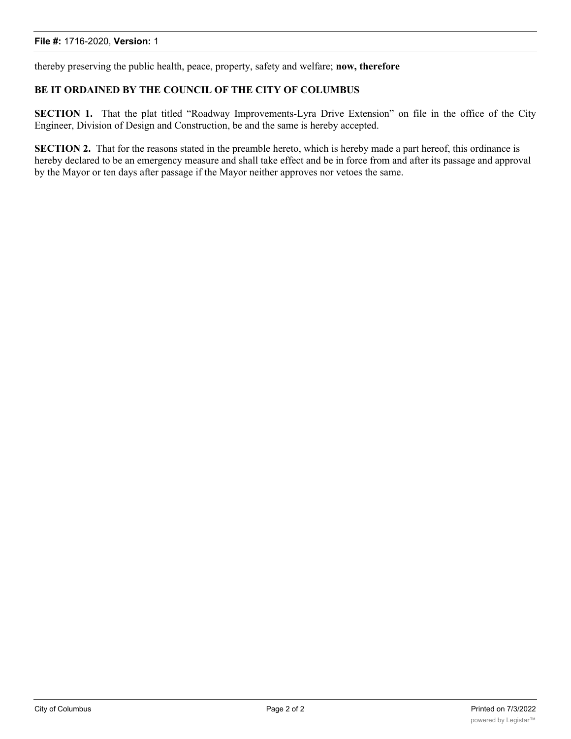thereby preserving the public health, peace, property, safety and welfare; **now, therefore**

**BE IT ORDAINED BY THE COUNCIL OF THE CITY OF COLUMBUS**

**SECTION 1.** That the plat titled “Roadway Improvements-Lyra Drive Extension” on file in the office of the City Engineer, Division of Design and Construction, be and the same is hereby accepted.

**SECTION 2.** That for the reasons stated in the preamble hereto, which is hereby made a part hereof, this ordinance is hereby declared to be an emergency measure and shall take effect and be in force from and after its passage and approval by the Mayor or ten days after passage if the Mayor neither approves nor vetoes the same.